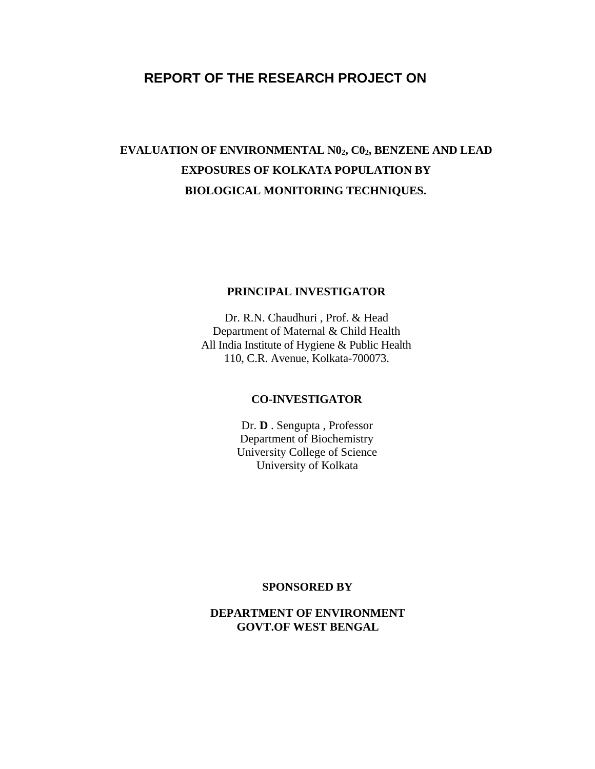# REPORT OF THE RESEARCH PROJECT ON

## EVALUATION OF ENVIRONMENTAL $N0_2$, $C0_2$, BENZENE AND LEAD EXPOSURES OF KOLKATA POPULATION BY BIOLOGICAL MONITORING TECHNIQUES.

**PRINCIPAL INVESTIGATOR**

Dr. R.N. Chaudhuri , Prof. & Head
Department of Maternal & Child Health
All India Institute of Hygiene & Public Health
110, C.R. Avenue, Kolkata-700073.

**CO-INVESTIGATOR**

Dr. **D** . Sengupta , Professor
Department of Biochemistry
University College of Science
University of Kolkata

**SPONSORED BY**

**DEPARTMENT OF ENVIRONMENT**
**GOVT.OF WEST BENGAL**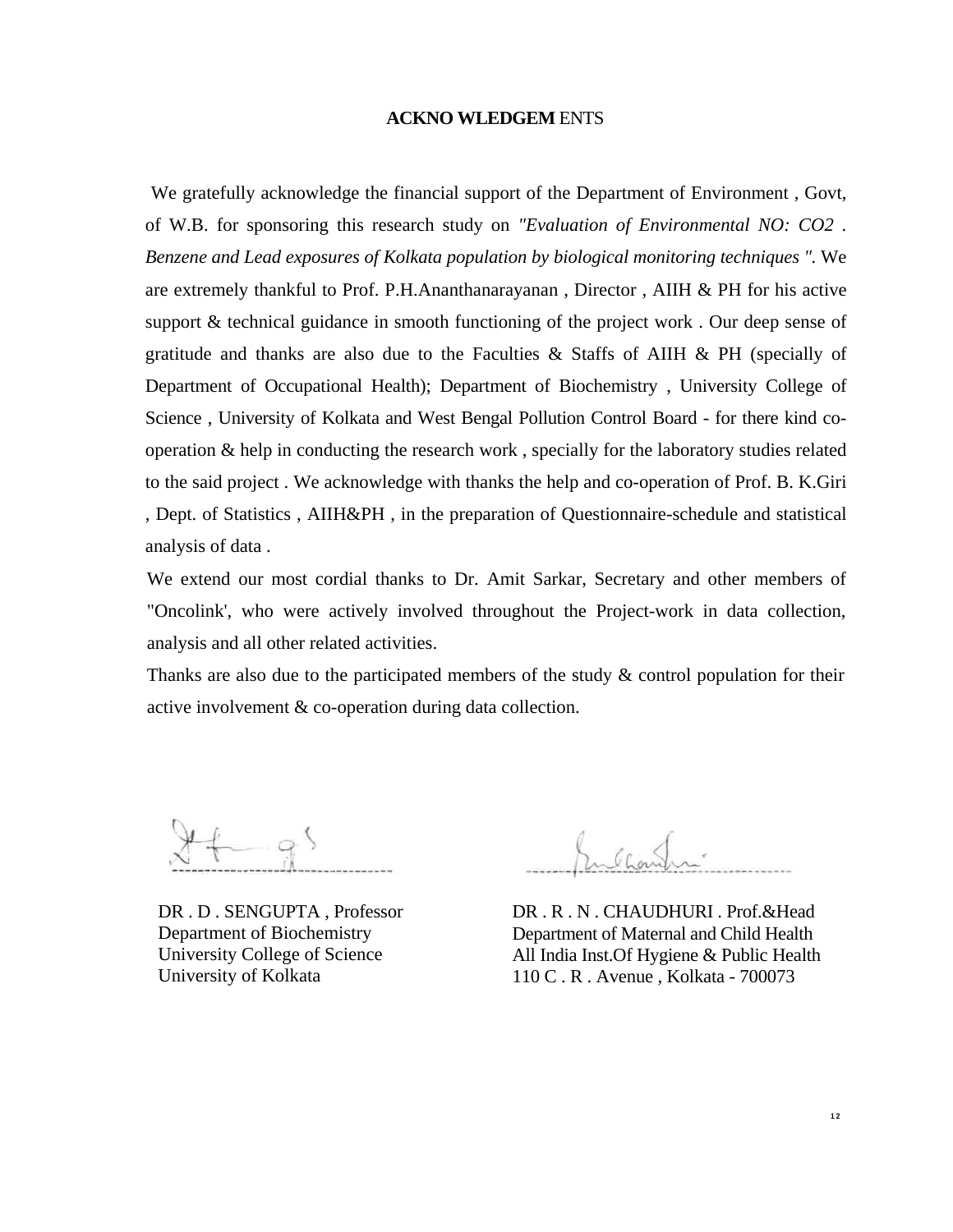## ACKNO WLEDGEM ENTS

We gratefully acknowledge the financial support of the Department of Environment , Govt, of W.B. for sponsoring this research study on *"Evaluation of Environmental NO: CO2 . Benzene and Lead exposures of Kolkata population by biological monitoring techniques ".* We are extremely thankful to Prof. P.H.Ananthanarayanan , Director , AIIH & PH for his active support & technical guidance in smooth functioning of the project work . Our deep sense of gratitude and thanks are also due to the Faculties & Staffs of AIIH & PH (specially of Department of Occupational Health); Department of Biochemistry , University College of Science , University of Kolkata and West Bengal Pollution Control Board - for there kind co-operation & help in conducting the research work , specially for the laboratory studies related to the said project . We acknowledge with thanks the help and co-operation of Prof. B. K.Giri , Dept. of Statistics , AIIH&PH , in the preparation of Questionnaire-schedule and statistical analysis of data .

We extend our most cordial thanks to Dr. Amit Sarkar, Secretary and other members of "Oncolink', who were actively involved throughout the Project-work in data collection, analysis and all other related activities.

Thanks are also due to the participated members of the study & control population for their active involvement & co-operation during data collection.

DR . D . SENGUPTA , Professor
Department of Biochemistry
University College of Science
University of Kolkata

DR . R . N . CHAUDHURI . Prof.&Head
Department of Maternal and Child Health
All India Inst.Of Hygiene & Public Health
110 C . R . Avenue , Kolkata - 700073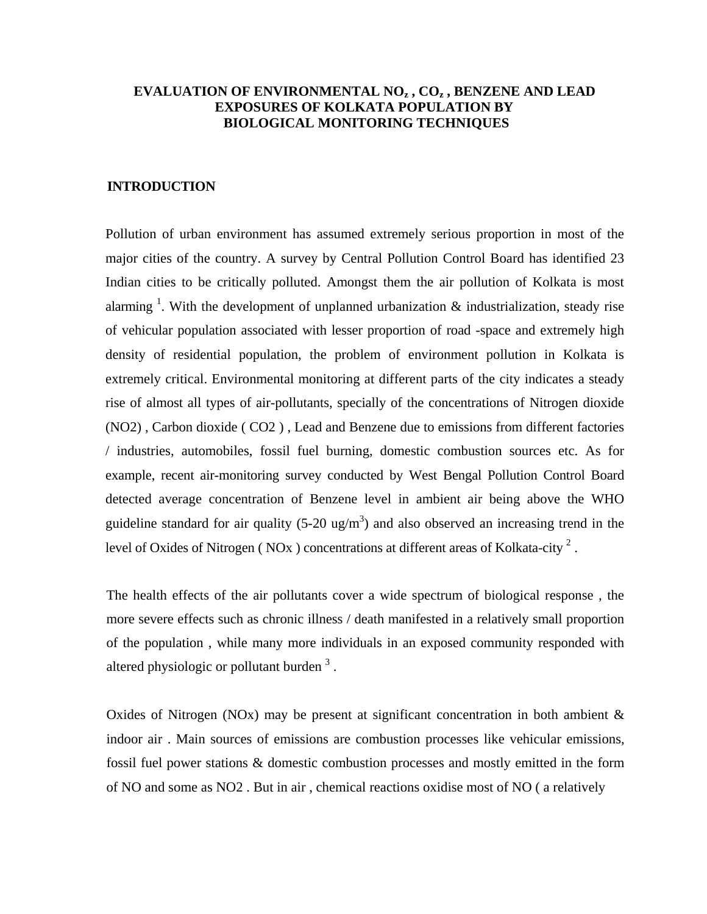# EVALUATION OF ENVIRONMENTAL $NO_z$ , $CO_z$ , BENZENE AND LEAD EXPOSURES OF KOLKATA POPULATION BY BIOLOGICAL MONITORING TECHNIQUES

## INTRODUCTION

Pollution of urban environment has assumed extremely serious proportion in most of the major cities of the country. A survey by Central Pollution Control Board has identified 23 Indian cities to be critically polluted. Amongst them the air pollution of Kolkata is most alarming [1]. With the development of unplanned urbanization & industrialization, steady rise of vehicular population associated with lesser proportion of road -space and extremely high density of residential population, the problem of environment pollution in Kolkata is extremely critical. Environmental monitoring at different parts of the city indicates a steady rise of almost all types of air-pollutants, specially of the concentrations of Nitrogen dioxide (NO2) , Carbon dioxide ( CO2 ) , Lead and Benzene due to emissions from different factories / industries, automobiles, fossil fuel burning, domestic combustion sources etc. As for example, recent air-monitoring survey conducted by West Bengal Pollution Control Board detected average concentration of Benzene level in ambient air being above the WHO guideline standard for air quality (5-20 ug/$m^3$) and also observed an increasing trend in the level of Oxides of Nitrogen ( NOx ) concentrations at different areas of Kolkata-city [2] .

The health effects of the air pollutants cover a wide spectrum of biological response , the more severe effects such as chronic illness / death manifested in a relatively small proportion of the population , while many more individuals in an exposed community responded with altered physiologic or pollutant burden [3] .

Oxides of Nitrogen (NOx) may be present at significant concentration in both ambient & indoor air . Main sources of emissions are combustion processes like vehicular emissions, fossil fuel power stations & domestic combustion processes and mostly emitted in the form of NO and some as NO2 . But in air , chemical reactions oxidise most of NO ( a relatively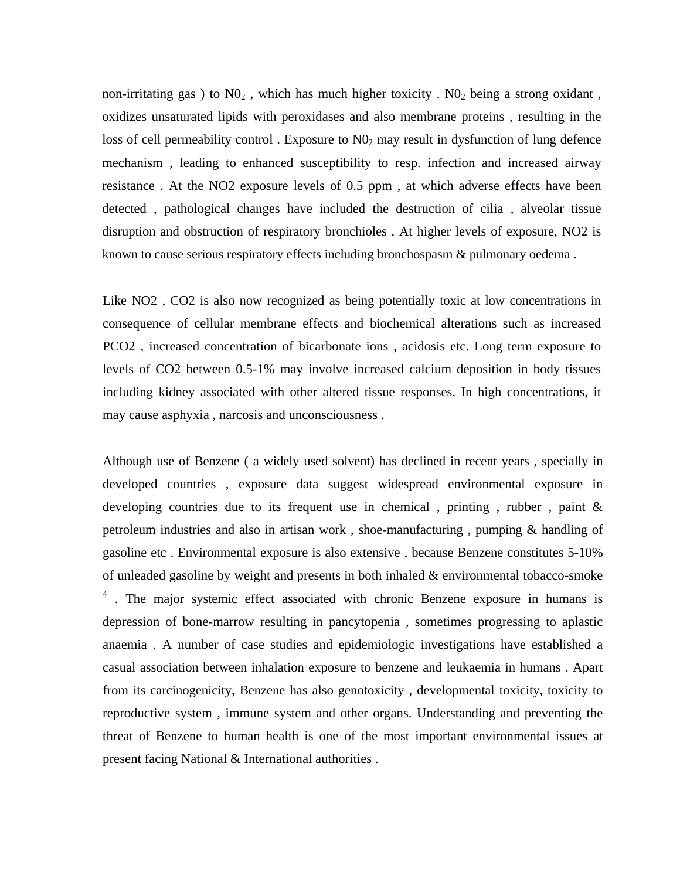non-irritating gas ) to $N0_2$ , which has much higher toxicity . $N0_2$ being a strong oxidant , oxidizes unsaturated lipids with peroxidases and also membrane proteins , resulting in the loss of cell permeability control . Exposure to $N0_2$ may result in dysfunction of lung defence mechanism , leading to enhanced susceptibility to resp. infection and increased airway resistance . At the NO2 exposure levels of 0.5 ppm , at which adverse effects have been detected , pathological changes have included the destruction of cilia , alveolar tissue disruption and obstruction of respiratory bronchioles . At higher levels of exposure, NO2 is known to cause serious respiratory effects including bronchospasm & pulmonary oedema .

Like NO2 , CO2 is also now recognized as being potentially toxic at low concentrations in consequence of cellular membrane effects and biochemical alterations such as increased PCO2 , increased concentration of bicarbonate ions , acidosis etc. Long term exposure to levels of CO2 between 0.5-1% may involve increased calcium deposition in body tissues including kidney associated with other altered tissue responses. In high concentrations, it may cause asphyxia , narcosis and unconsciousness .

Although use of Benzene ( a widely used solvent) has declined in recent years , specially in developed countries , exposure data suggest widespread environmental exposure in developing countries due to its frequent use in chemical , printing , rubber , paint & petroleum industries and also in artisan work , shoe-manufacturing , pumping & handling of gasoline etc . Environmental exposure is also extensive , because Benzene constitutes 5-10% of unleaded gasoline by weight and presents in both inhaled & environmental tobacco-smoke [4] . The major systemic effect associated with chronic Benzene exposure in humans is depression of bone-marrow resulting in pancytopenia , sometimes progressing to aplastic anaemia . A number of case studies and epidemiologic investigations have established a casual association between inhalation exposure to benzene and leukaemia in humans . Apart from its carcinogenicity, Benzene has also genotoxicity , developmental toxicity, toxicity to reproductive system , immune system and other organs. Understanding and preventing the threat of Benzene to human health is one of the most important environmental issues at present facing National & International authorities .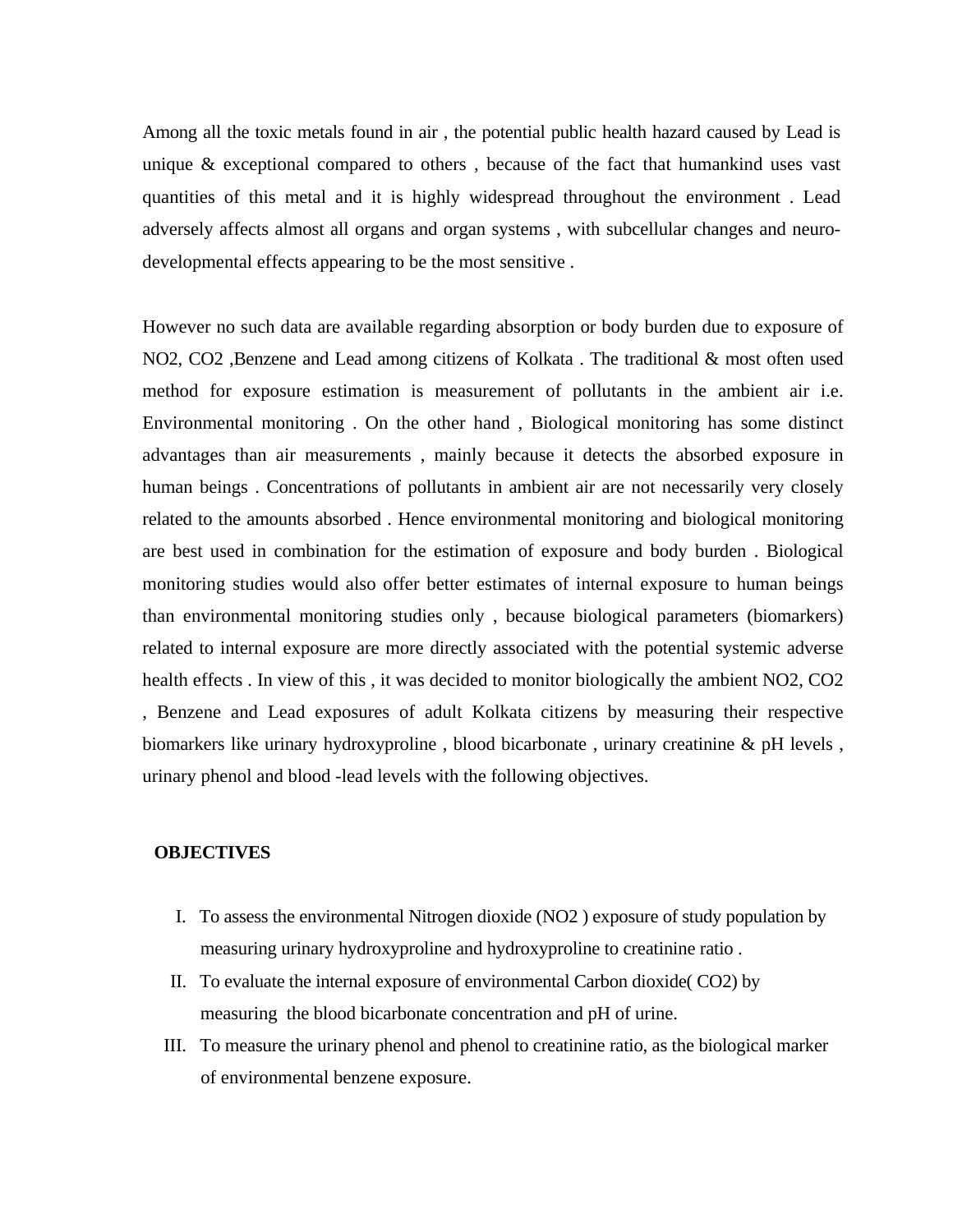Among all the toxic metals found in air , the potential public health hazard caused by Lead is unique & exceptional compared to others , because of the fact that humankind uses vast quantities of this metal and it is highly widespread throughout the environment . Lead adversely affects almost all organs and organ systems , with subcellular changes and neuro-developmental effects appearing to be the most sensitive .

However no such data are available regarding absorption or body burden due to exposure of $NO_2$, $CO_2$ ,Benzene and Lead among citizens of Kolkata . The traditional & most often used method for exposure estimation is measurement of pollutants in the ambient air i.e. Environmental monitoring . On the other hand , Biological monitoring has some distinct advantages than air measurements , mainly because it detects the absorbed exposure in human beings . Concentrations of pollutants in ambient air are not necessarily very closely related to the amounts absorbed . Hence environmental monitoring and biological monitoring are best used in combination for the estimation of exposure and body burden . Biological monitoring studies would also offer better estimates of internal exposure to human beings than environmental monitoring studies only , because biological parameters (biomarkers) related to internal exposure are more directly associated with the potential systemic adverse health effects . In view of this , it was decided to monitor biologically the ambient $NO_2$, $CO_2$ , Benzene and Lead exposures of adult Kolkata citizens by measuring their respective biomarkers like urinary hydroxyproline , blood bicarbonate , urinary creatinine & pH levels , urinary phenol and blood -lead levels with the following objectives.

**OBJECTIVES**

I. To assess the environmental Nitrogen dioxide ($NO_2$ ) exposure of study population by measuring urinary hydroxyproline and hydroxyproline to creatinine ratio .

II. To evaluate the internal exposure of environmental Carbon dioxide( $CO_2$) by measuring the blood bicarbonate concentration and pH of urine.

III. To measure the urinary phenol and phenol to creatinine ratio, as the biological marker of environmental benzene exposure.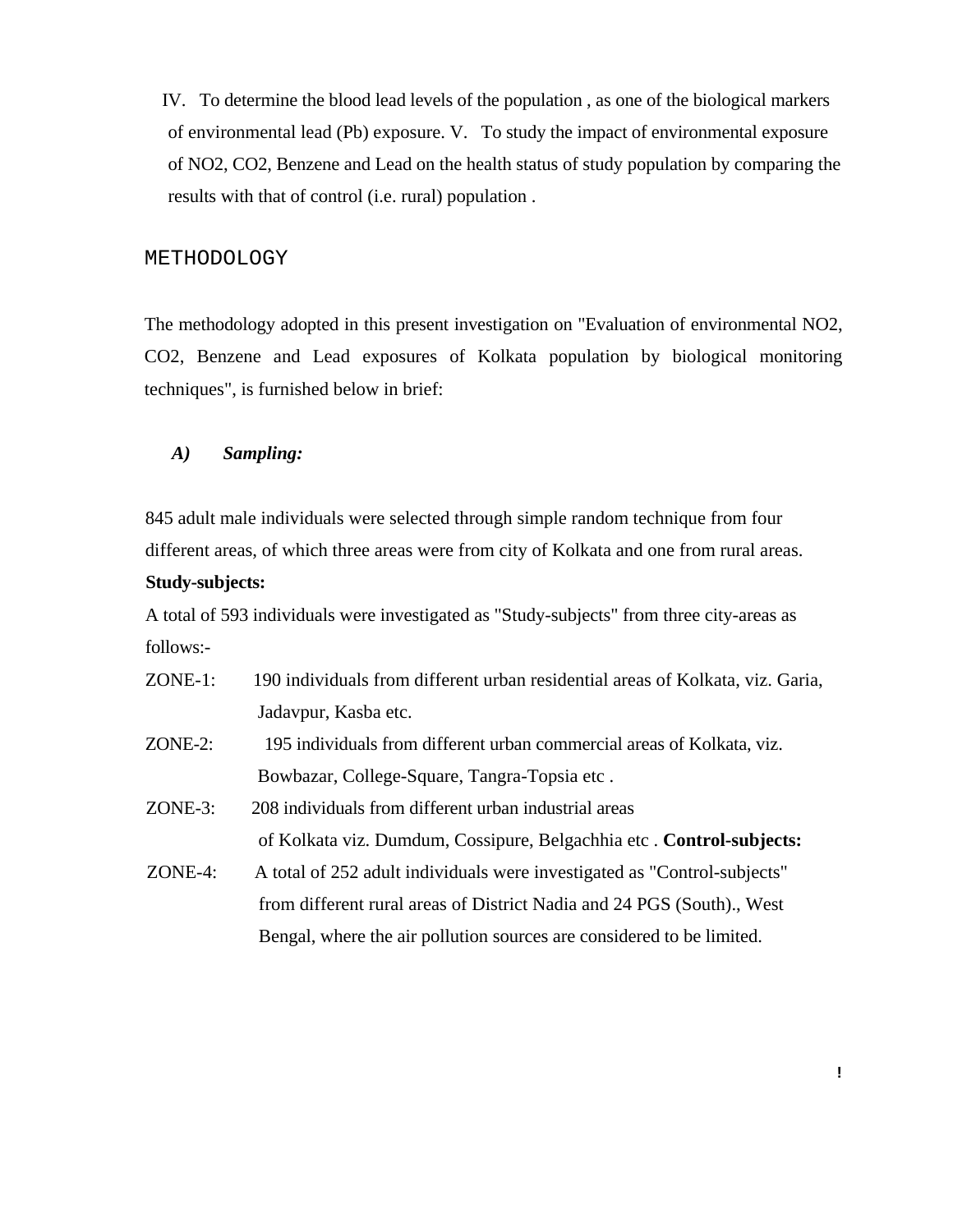IV. To determine the blood lead levels of the population , as one of the biological markers of environmental lead (Pb) exposure. V. To study the impact of environmental exposure of $NO_2$, $CO_2$, Benzene and Lead on the health status of study population by comparing the results with that of control (i.e. rural) population .

## METHODOLOGY

The methodology adopted in this present investigation on "Evaluation of environmental $NO_2$, $CO_2$, Benzene and Lead exposures of Kolkata population by biological monitoring techniques", is furnished below in brief:

### *A) Sampling:*

845 adult male individuals were selected through simple random technique from four different areas, of which three areas were from city of Kolkata and one from rural areas.

**Study-subjects:**

A total of 593 individuals were investigated as "Study-subjects" from three city-areas as follows:-

ZONE-1: 190 individuals from different urban residential areas of Kolkata, viz. Garia, Jadavpur, Kasba etc.

ZONE-2: 195 individuals from different urban commercial areas of Kolkata, viz. Bowbazar, College-Square, Tangra-Topsia etc .

ZONE-3: 208 individuals from different urban industrial areas of Kolkata viz. Dumdum, Cossipure, Belgachhia etc . **Control-subjects:**

ZONE-4: A total of 252 adult individuals were investigated as "Control-subjects" from different rural areas of District Nadia and 24 PGS (South)., West Bengal, where the air pollution sources are considered to be limited.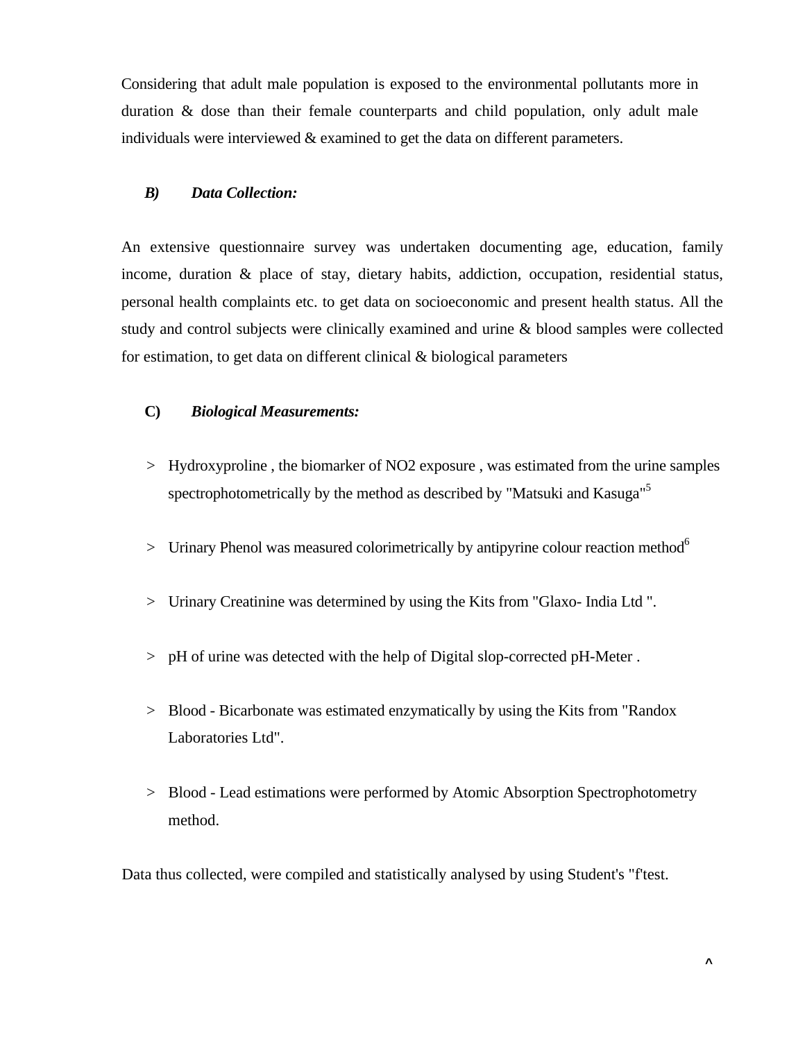Considering that adult male population is exposed to the environmental pollutants more in duration & dose than their female counterparts and child population, only adult male individuals were interviewed & examined to get the data on different parameters.

### *B) Data Collection:*

An extensive questionnaire survey was undertaken documenting age, education, family income, duration & place of stay, dietary habits, addiction, occupation, residential status, personal health complaints etc. to get data on socioeconomic and present health status. All the study and control subjects were clinically examined and urine & blood samples were collected for estimation, to get data on different clinical & biological parameters

### **C)** *Biological Measurements:*

- Hydroxyproline , the biomarker of $NO_2$ exposure , was estimated from the urine samples spectrophotometrically by the method as described by "Matsuki and Kasuga"[5]
- Urinary Phenol was measured colorimetrically by antipyrine colour reaction method[6]
- Urinary Creatinine was determined by using the Kits from "Glaxo- India Ltd ".
- pH of urine was detected with the help of Digital slop-corrected pH-Meter .
- Blood - Bicarbonate was estimated enzymatically by using the Kits from "Randox Laboratories Ltd".
- Blood - Lead estimations were performed by Atomic Absorption Spectrophotometry method.

Data thus collected, were compiled and statistically analysed by using Student's "f'test.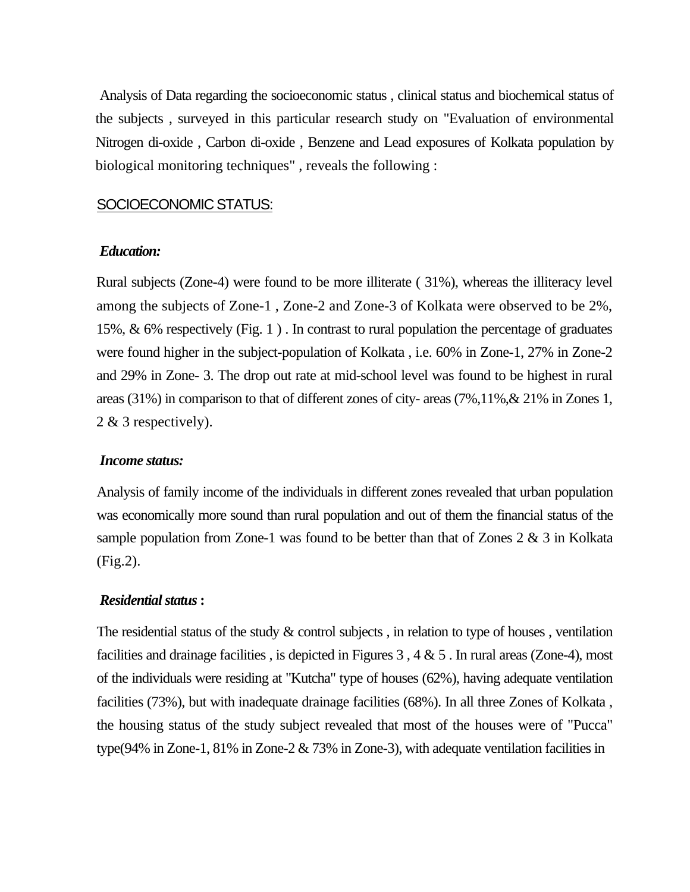Analysis of Data regarding the socioeconomic status , clinical status and biochemical status of the subjects , surveyed in this particular research study on "Evaluation of environmental Nitrogen di-oxide , Carbon di-oxide , Benzene and Lead exposures of Kolkata population by biological monitoring techniques" , reveals the following :

## SOCIOECONOMIC STATUS:

### *Education:*

Rural subjects (Zone-4) were found to be more illiterate ( 31%), whereas the illiteracy level among the subjects of Zone-1 , Zone-2 and Zone-3 of Kolkata were observed to be 2%, 15%, & 6% respectively (Fig. 1 ) . In contrast to rural population the percentage of graduates were found higher in the subject-population of Kolkata , i.e. 60% in Zone-1, 27% in Zone-2 and 29% in Zone- 3. The drop out rate at mid-school level was found to be highest in rural areas (31%) in comparison to that of different zones of city- areas (7%,11%,& 21% in Zones 1, 2 & 3 respectively).

### *Income status:*

Analysis of family income of the individuals in different zones revealed that urban population was economically more sound than rural population and out of them the financial status of the sample population from Zone-1 was found to be better than that of Zones 2 & 3 in Kolkata (Fig.2).

### *Residential status* :

The residential status of the study & control subjects , in relation to type of houses , ventilation facilities and drainage facilities , is depicted in Figures 3 , 4 & 5 . In rural areas (Zone-4), most of the individuals were residing at "Kutcha" type of houses (62%), having adequate ventilation facilities (73%), but with inadequate drainage facilities (68%). In all three Zones of Kolkata , the housing status of the study subject revealed that most of the houses were of "Pucca" type(94% in Zone-1, 81% in Zone-2 & 73% in Zone-3), with adequate ventilation facilities in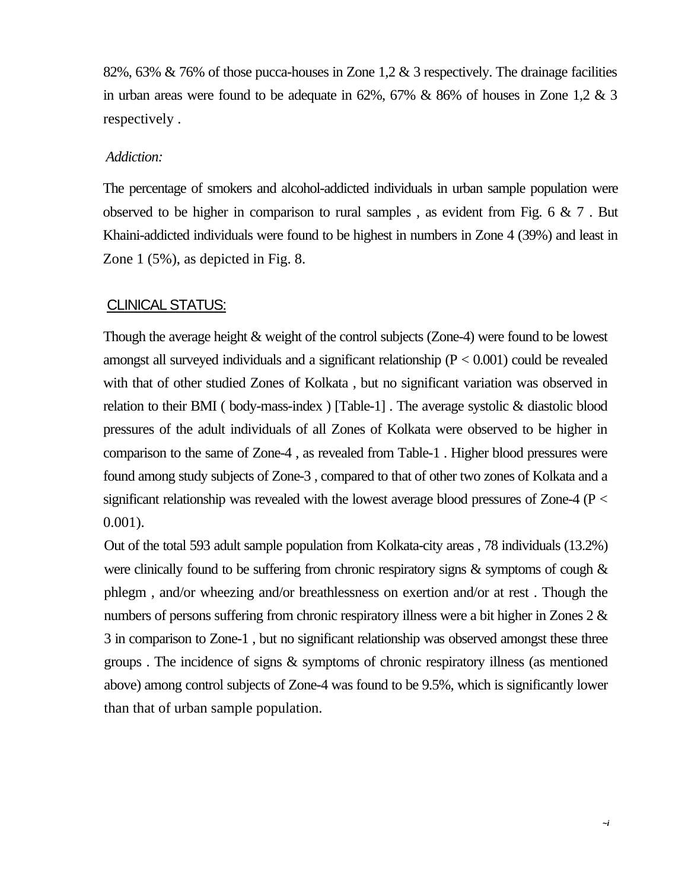82%, 63% & 76% of those pucca-houses in Zone 1,2 & 3 respectively. The drainage facilities in urban areas were found to be adequate in 62%, 67% & 86% of houses in Zone 1,2 & 3 respectively .

*Addiction:*

The percentage of smokers and alcohol-addicted individuals in urban sample population were observed to be higher in comparison to rural samples , as evident from Fig. 6 & 7 . But Khaini-addicted individuals were found to be highest in numbers in Zone 4 (39%) and least in Zone 1 (5%), as depicted in Fig. 8.

## CLINICAL STATUS:

Though the average height & weight of the control subjects (Zone-4) were found to be lowest amongst all surveyed individuals and a significant relationship ($P < 0.001$) could be revealed with that of other studied Zones of Kolkata , but no significant variation was observed in relation to their BMI ( body-mass-index ) [Table-1] . The average systolic & diastolic blood pressures of the adult individuals of all Zones of Kolkata were observed to be higher in comparison to the same of Zone-4 , as revealed from Table-1 . Higher blood pressures were found among study subjects of Zone-3 , compared to that of other two zones of Kolkata and a significant relationship was revealed with the lowest average blood pressures of Zone-4 ($P < 0.001$).

Out of the total 593 adult sample population from Kolkata-city areas , 78 individuals (13.2%) were clinically found to be suffering from chronic respiratory signs & symptoms of cough & phlegm , and/or wheezing and/or breathlessness on exertion and/or at rest . Though the numbers of persons suffering from chronic respiratory illness were a bit higher in Zones 2 & 3 in comparison to Zone-1 , but no significant relationship was observed amongst these three groups . The incidence of signs & symptoms of chronic respiratory illness (as mentioned above) among control subjects of Zone-4 was found to be 9.5%, which is significantly lower than that of urban sample population.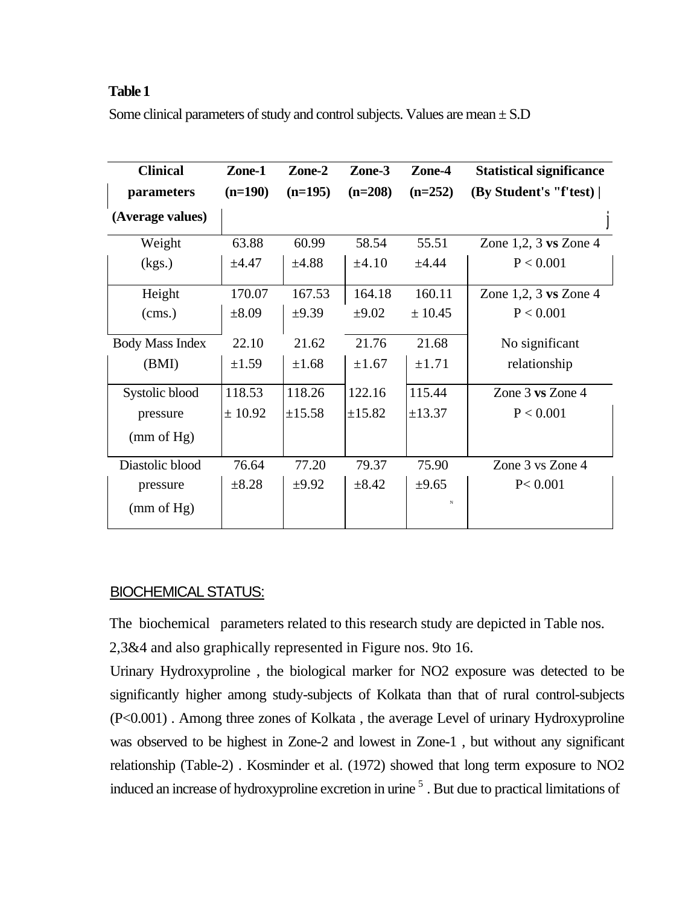**Table 1**

Some clinical parameters of study and control subjects. Values are mean ± S.D

| Clinical parameters (Average values) | Zone-1 (n=190) | Zone-2 (n=195) | Zone-3 (n=208) | Zone-4 (n=252) | Statistical significance (By Student's "f'test) |
|---|---|---|---|---|---|
| Weight (kgs.) | 63.88 ±4.47 | 60.99 ±4.88 | 58.54 ±4.10 | 55.51 ±4.44 | Zone 1,2, 3 **vs** Zone 4 P < 0.001 |
| Height (cms.) | 170.07 ±8.09 | 167.53 ±9.39 | 164.18 ±9.02 | 160.11 ± 10.45 | Zone 1,2, 3 **vs** Zone 4 P < 0.001 |
| Body Mass Index (BMI) | 22.10 ±1.59 | 21.62 ±1.68 | 21.76 ±1.67 | 21.68 ±1.71 | No significant relationship |
| Systolic blood pressure (mm of Hg) | 118.53 ± 10.92 | 118.26 ±15.58 | 122.16 ±15.82 | 115.44 ±13.37 | Zone 3 **vs** Zone 4 P < 0.001 |
| Diastolic blood pressure (mm of Hg) | 76.64 ±8.28 | 77.20 ±9.92 | 79.37 ±8.42 | 75.90 ±9.65 | Zone 3 vs Zone 4 P< 0.001 |

<u>BIOCHEMICAL STATUS:</u>

The biochemical parameters related to this research study are depicted in Table nos. 2,3&4 and also graphically represented in Figure nos. 9to 16.

Urinary Hydroxyproline , the biological marker for $NO_2$ exposure was detected to be significantly higher among study-subjects of Kolkata than that of rural control-subjects ($P<0.001$) . Among three zones of Kolkata , the average Level of urinary Hydroxyproline was observed to be highest in Zone-2 and lowest in Zone-1 , but without any significant relationship (Table-2) . Kosminder et al. (1972) showed that long term exposure to $NO_2$ induced an increase of hydroxyproline excretion in urine [5] . But due to practical limitations of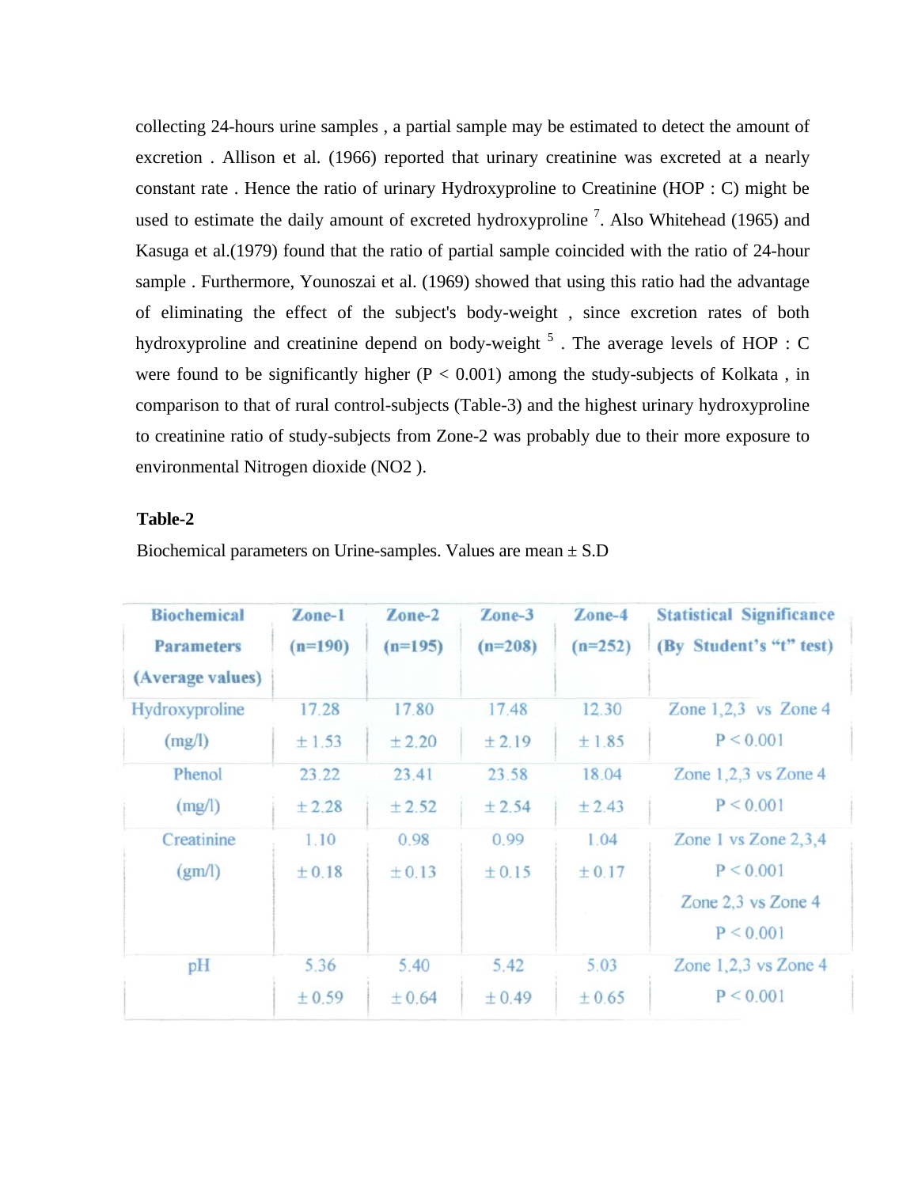collecting 24-hours urine samples , a partial sample may be estimated to detect the amount of excretion . Allison et al. (1966) reported that urinary creatinine was excreted at a nearly constant rate . Hence the ratio of urinary Hydroxyproline to Creatinine (HOP : C) might be used to estimate the daily amount of excreted hydroxyproline [7]. Also Whitehead (1965) and Kasuga et al.(1979) found that the ratio of partial sample coincided with the ratio of 24-hour sample . Furthermore, Younoszai et al. (1969) showed that using this ratio had the advantage of eliminating the effect of the subject's body-weight , since excretion rates of both hydroxyproline and creatinine depend on body-weight [5] . The average levels of HOP : C were found to be significantly higher ($P < 0.001$) among the study-subjects of Kolkata , in comparison to that of rural control-subjects (Table-3) and the highest urinary hydroxyproline to creatinine ratio of study-subjects from Zone-2 was probably due to their more exposure to environmental Nitrogen dioxide ($NO_2$ ).

**Table-2**

Biochemical parameters on Urine-samples. Values are mean ± S.D

| Biochemical Parameters (Average values) | Zone-1 (n=190) | Zone-2 (n=195) | Zone-3 (n=208) | Zone-4 (n=252) | Statistical Significance (By Student's "t" test) |
|---|---|---|---|---|---|
| Hydroxyproline (mg/l) | 17.28 ± 1.53 | 17.80 ± 2.20 | 17.48 ± 2.19 | 12.30 ± 1.85 | Zone 1,2,3 vs Zone 4 $P < 0.001$ |
| Phenol (mg/l) | 23.22 ± 2.28 | 23.41 ± 2.52 | 23.58 ± 2.54 | 18.04 ± 2.43 | Zone 1,2,3 vs Zone 4 $P < 0.001$ |
| Creatinine (gm/l) | 1.10 ± 0.18 | 0.98 ± 0.13 | 0.99 ± 0.15 | 1.04 ± 0.17 | Zone 1 vs Zone 2,3,4 $P < 0.001$ Zone 2,3 vs Zone 4 $P < 0.001$ |
| pH | 5.36 ± 0.59 | 5.40 ± 0.64 | 5.42 ± 0.49 | 5.03 ± 0.65 | Zone 1,2,3 vs Zone 4 $P < 0.001$ |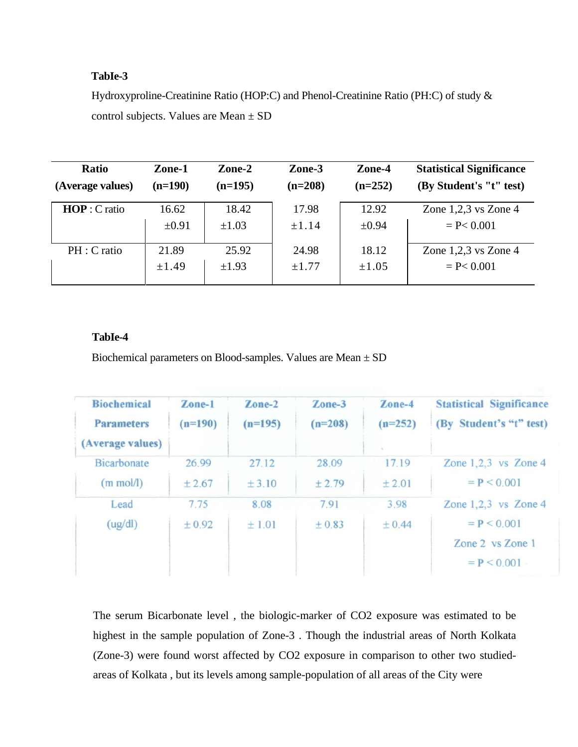**TabIe-3**

Hydroxyproline-Creatinine Ratio (HOP:C) and Phenol-Creatinine Ratio (PH:C) of study & control subjects. Values are Mean ± SD

| Ratio (Average values) | Zone-1 (n=190) | Zone-2 (n=195) | Zone-3 (n=208) | Zone-4 (n=252) | Statistical Significance (By Student's "t" test) |
|---|---|---|---|---|---|
| **HOP** : C ratio | 16.62 ±0.91 | 18.42 ±1.03 | 17.98 ±1.14 | 12.92 ±0.94 | Zone 1,2,3 vs Zone 4 = P< 0.001 |
| PH : C ratio | 21.89 ±1.49 | 25.92 ±1.93 | 24.98 ±1.77 | 18.12 ±1.05 | Zone 1,2,3 vs Zone 4 = P< 0.001 |

**TabIe-4**

Biochemical parameters on Blood-samples. Values are Mean ± SD

| Biochemical Parameters (Average values) | Zone-1 (n=190) | Zone-2 (n=195) | Zone-3 (n=208) | Zone-4 (n=252) | Statistical Significance (By Student's "t" test) |
|---|---|---|---|---|---|
| Bicarbonate (m mol/l) | 26.99 ± 2.67 | 27.12 ± 3.10 | 28.09 ± 2.79 | 17.19 ± 2.01 | Zone 1,2,3 vs Zone 4 = P < 0.001 |
| Lead (ug/dl) | 7.75 ± 0.92 | 8.08 ± 1.01 | 7.91 ± 0.83 | 3.98 ± 0.44 | Zone 1,2,3 vs Zone 4 = P < 0.001; Zone 2 vs Zone 1 = P < 0.001 |

The serum Bicarbonate level , the biologic-marker of $CO_2$ exposure was estimated to be highest in the sample population of Zone-3 . Though the industrial areas of North Kolkata (Zone-3) were found worst affected by $CO_2$ exposure in comparison to other two studied-areas of Kolkata , but its levels among sample-population of all areas of the City were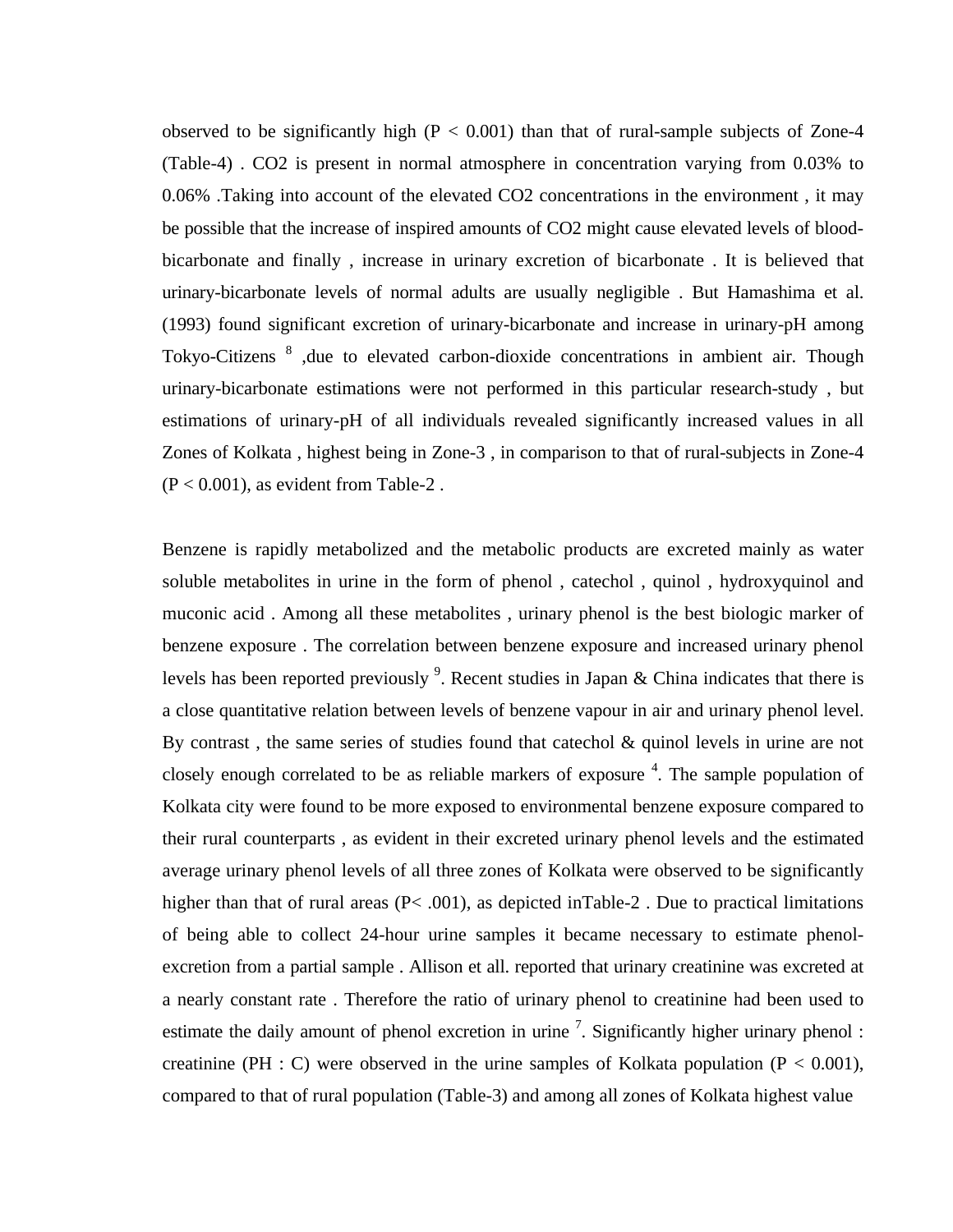observed to be significantly high ($P < 0.001$) than that of rural-sample subjects of Zone-4 (Table-4) . $CO_2$ is present in normal atmosphere in concentration varying from 0.03% to 0.06% .Taking into account of the elevated $CO_2$ concentrations in the environment , it may be possible that the increase of inspired amounts of $CO_2$ might cause elevated levels of blood-bicarbonate and finally , increase in urinary excretion of bicarbonate . It is believed that urinary-bicarbonate levels of normal adults are usually negligible . But Hamashima et al. (1993) found significant excretion of urinary-bicarbonate and increase in urinary-pH among Tokyo-Citizens [8] ,due to elevated carbon-dioxide concentrations in ambient air. Though urinary-bicarbonate estimations were not performed in this particular research-study , but estimations of urinary-pH of all individuals revealed significantly increased values in all Zones of Kolkata , highest being in Zone-3 , in comparison to that of rural-subjects in Zone-4 ($P < 0.001$), as evident from Table-2 .

Benzene is rapidly metabolized and the metabolic products are excreted mainly as water soluble metabolites in urine in the form of phenol , catechol , quinol , hydroxyquinol and muconic acid . Among all these metabolites , urinary phenol is the best biologic marker of benzene exposure . The correlation between benzene exposure and increased urinary phenol levels has been reported previously [9]. Recent studies in Japan & China indicates that there is a close quantitative relation between levels of benzene vapour in air and urinary phenol level. By contrast , the same series of studies found that catechol & quinol levels in urine are not closely enough correlated to be as reliable markers of exposure [4]. The sample population of Kolkata city were found to be more exposed to environmental benzene exposure compared to their rural counterparts , as evident in their excreted urinary phenol levels and the estimated average urinary phenol levels of all three zones of Kolkata were observed to be significantly higher than that of rural areas ($P < .001$), as depicted inTable-2 . Due to practical limitations of being able to collect 24-hour urine samples it became necessary to estimate phenol-excretion from a partial sample . Allison et all. reported that urinary creatinine was excreted at a nearly constant rate . Therefore the ratio of urinary phenol to creatinine had been used to estimate the daily amount of phenol excretion in urine [7]. Significantly higher urinary phenol : creatinine (PH : C) were observed in the urine samples of Kolkata population ($P < 0.001$), compared to that of rural population (Table-3) and among all zones of Kolkata highest value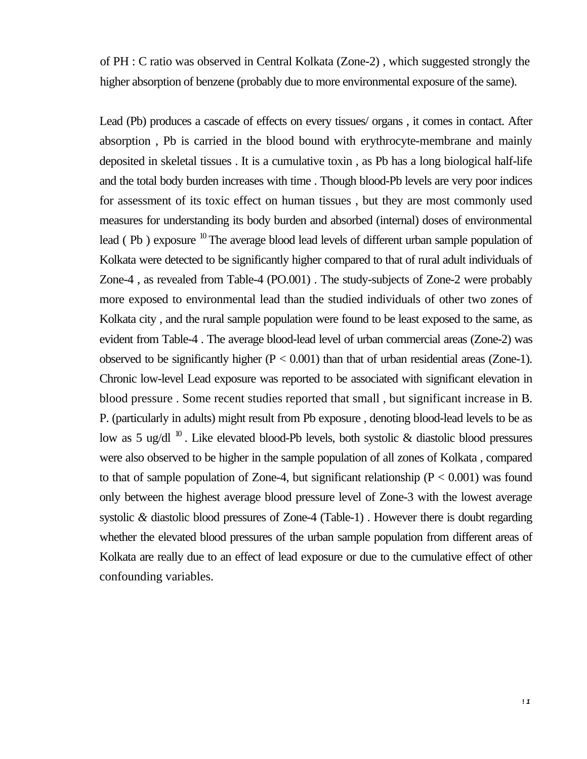of PH : C ratio was observed in Central Kolkata (Zone-2) , which suggested strongly the higher absorption of benzene (probably due to more environmental exposure of the same).

Lead (Pb) produces a cascade of effects on every tissues/ organs , it comes in contact. After absorption , Pb is carried in the blood bound with erythrocyte-membrane and mainly deposited in skeletal tissues . It is a cumulative toxin , as Pb has a long biological half-life and the total body burden increases with time . Though blood-Pb levels are very poor indices for assessment of its toxic effect on human tissues , but they are most commonly used measures for understanding its body burden and absorbed (internal) doses of environmental lead ( Pb ) exposure [10] The average blood lead levels of different urban sample population of Kolkata were detected to be significantly higher compared to that of rural adult individuals of Zone-4 , as revealed from Table-4 (PO.001) . The study-subjects of Zone-2 were probably more exposed to environmental lead than the studied individuals of other two zones of Kolkata city , and the rural sample population were found to be least exposed to the same, as evident from Table-4 . The average blood-lead level of urban commercial areas (Zone-2) was observed to be significantly higher ($P < 0.001$) than that of urban residential areas (Zone-1). Chronic low-level Lead exposure was reported to be associated with significant elevation in blood pressure . Some recent studies reported that small , but significant increase in B. P. (particularly in adults) might result from Pb exposure , denoting blood-lead levels to be as low as 5 ug/dl [10] . Like elevated blood-Pb levels, both systolic & diastolic blood pressures were also observed to be higher in the sample population of all zones of Kolkata , compared to that of sample population of Zone-4, but significant relationship ($P < 0.001$) was found only between the highest average blood pressure level of Zone-3 with the lowest average systolic & diastolic blood pressures of Zone-4 (Table-1) . However there is doubt regarding whether the elevated blood pressures of the urban sample population from different areas of Kolkata are really due to an effect of lead exposure or due to the cumulative effect of other confounding variables.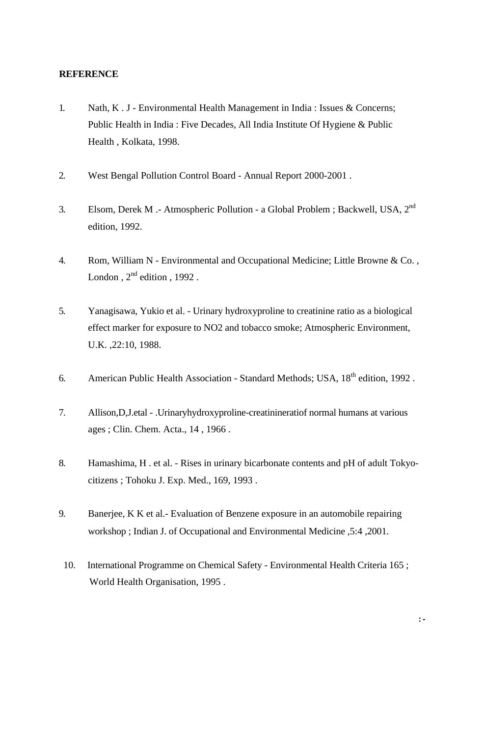**REFERENCE**

1. Nath, K . J - Environmental Health Management in India : Issues & Concerns; Public Health in India : Five Decades, All India Institute Of Hygiene & Public Health , Kolkata, 1998.

2. West Bengal Pollution Control Board - Annual Report 2000-2001 .

3. Elsom, Derek M .- Atmospheric Pollution - a Global Problem ; Backwell, USA, 2nd edition, 1992.

4. Rom, William N - Environmental and Occupational Medicine; Little Browne & Co. , London , 2nd edition , 1992 .

5. Yanagisawa, Yukio et al. - Urinary hydroxyproline to creatinine ratio as a biological effect marker for exposure to NO2 and tobacco smoke; Atmospheric Environment, U.K. ,22:10, 1988.

6. American Public Health Association - Standard Methods; USA, 18th edition, 1992 .

7. Allison,D,J.etal - .Urinaryhydroxyproline-creatinineratiof normal humans at various ages ; Clin. Chem. Acta., 14 , 1966 .

8. Hamashima, H . et al. - Rises in urinary bicarbonate contents and pH of adult Tokyo-citizens ; Tohoku J. Exp. Med., 169, 1993 .

9. Banerjee, K K et al.- Evaluation of Benzene exposure in an automobile repairing workshop ; Indian J. of Occupational and Environmental Medicine ,5:4 ,2001.

10. International Programme on Chemical Safety - Environmental Health Criteria 165 ; World Health Organisation, 1995 .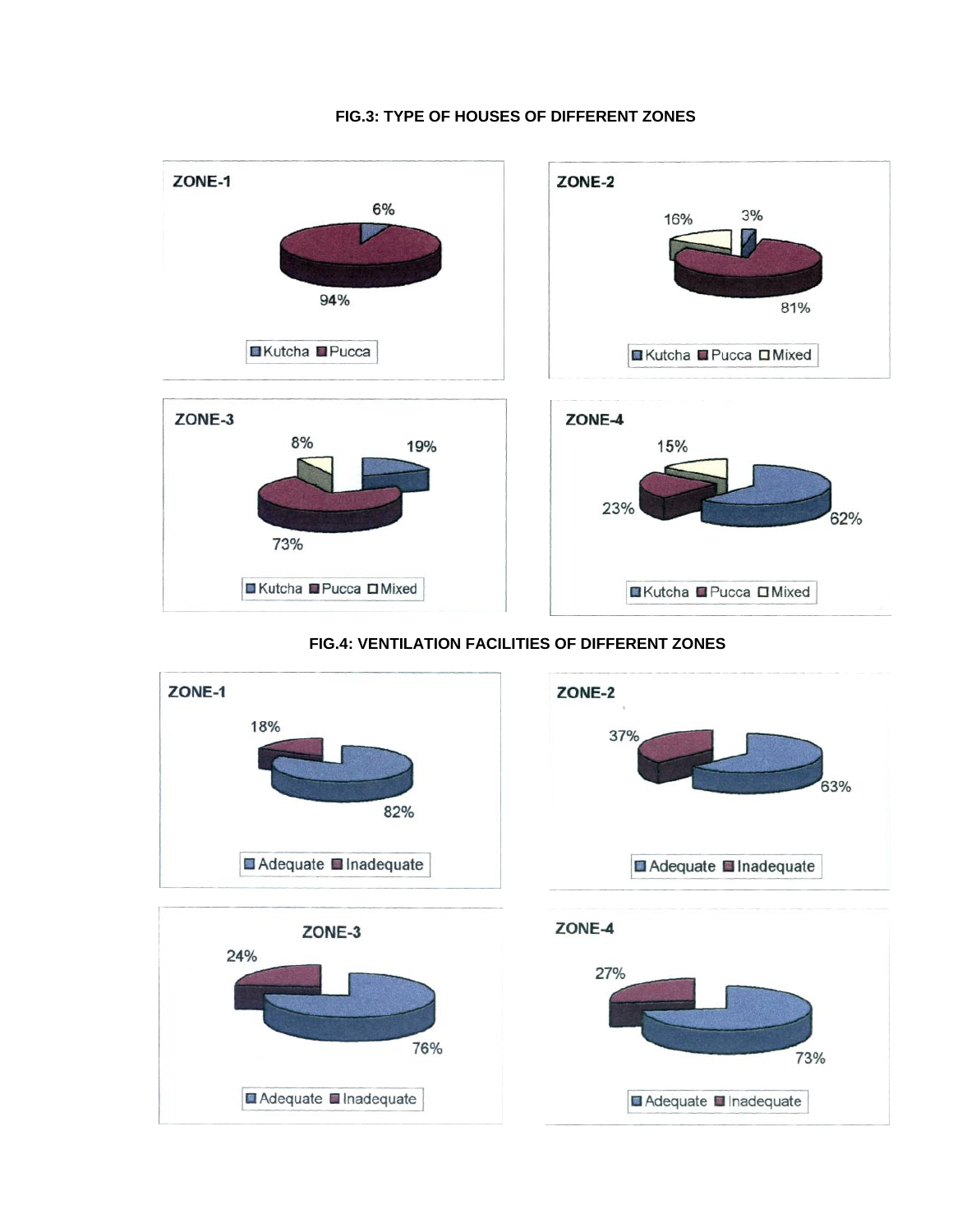**FIG.3: TYPE OF HOUSES OF DIFFERENT ZONES**

**ZONE-1**

6%

94%

Kutcha Pucca

**ZONE-2**

16% 3%

81%

Kutcha Pucca Mixed

**ZONE-3**

8% 19%

73%

Kutcha Pucca Mixed

**ZONE-4**

15%

23%

62%

Kutcha Pucca Mixed

**FIG.4: VENTILATION FACILITIES OF DIFFERENT ZONES**

**ZONE-1**

18%

82%

Adequate Inadequate

**ZONE-2**

37%

63%

Adequate Inadequate

**ZONE-3**

24%

76%

Adequate Inadequate

**ZONE-4**

27%

73%

Adequate Inadequate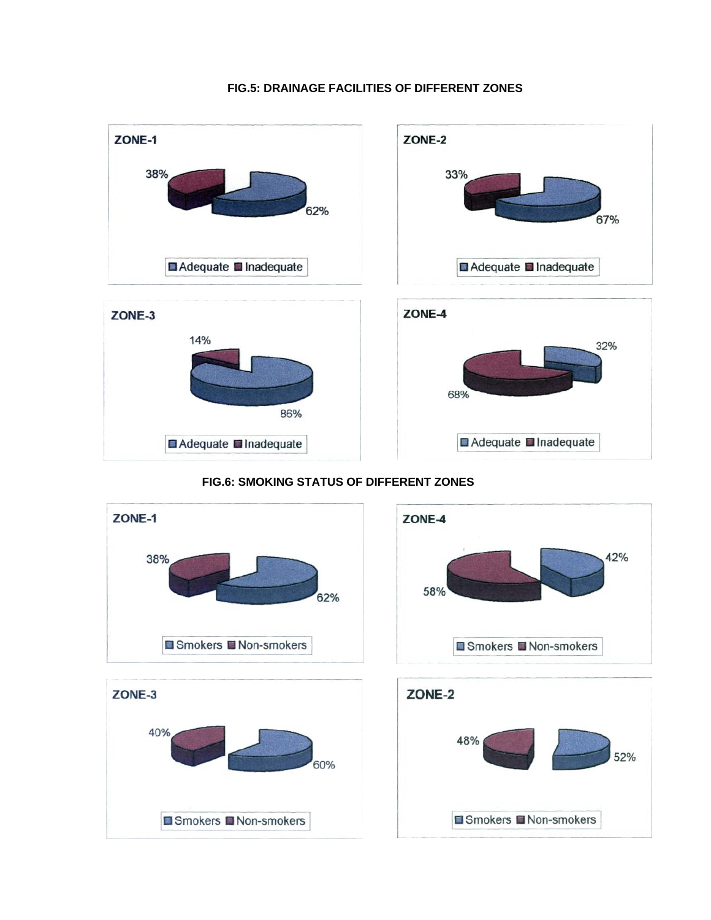**FIG.5: DRAINAGE FACILITIES OF DIFFERENT ZONES**

**ZONE-1**

38%

62%

Adequate Inadequate

**ZONE-2**

33%

67%

Adequate Inadequate

**ZONE-3**

14%

86%

Adequate Inadequate

**ZONE-4**

32%

68%

Adequate Inadequate

**FIG.6: SMOKING STATUS OF DIFFERENT ZONES**

**ZONE-1**

38%

62%

Smokers Non-smokers

**ZONE-4**

42%

58%

Smokers Non-smokers

**ZONE-3**

40%

60%

Smokers Non-smokers

**ZONE-2**

48%

52%

Smokers Non-smokers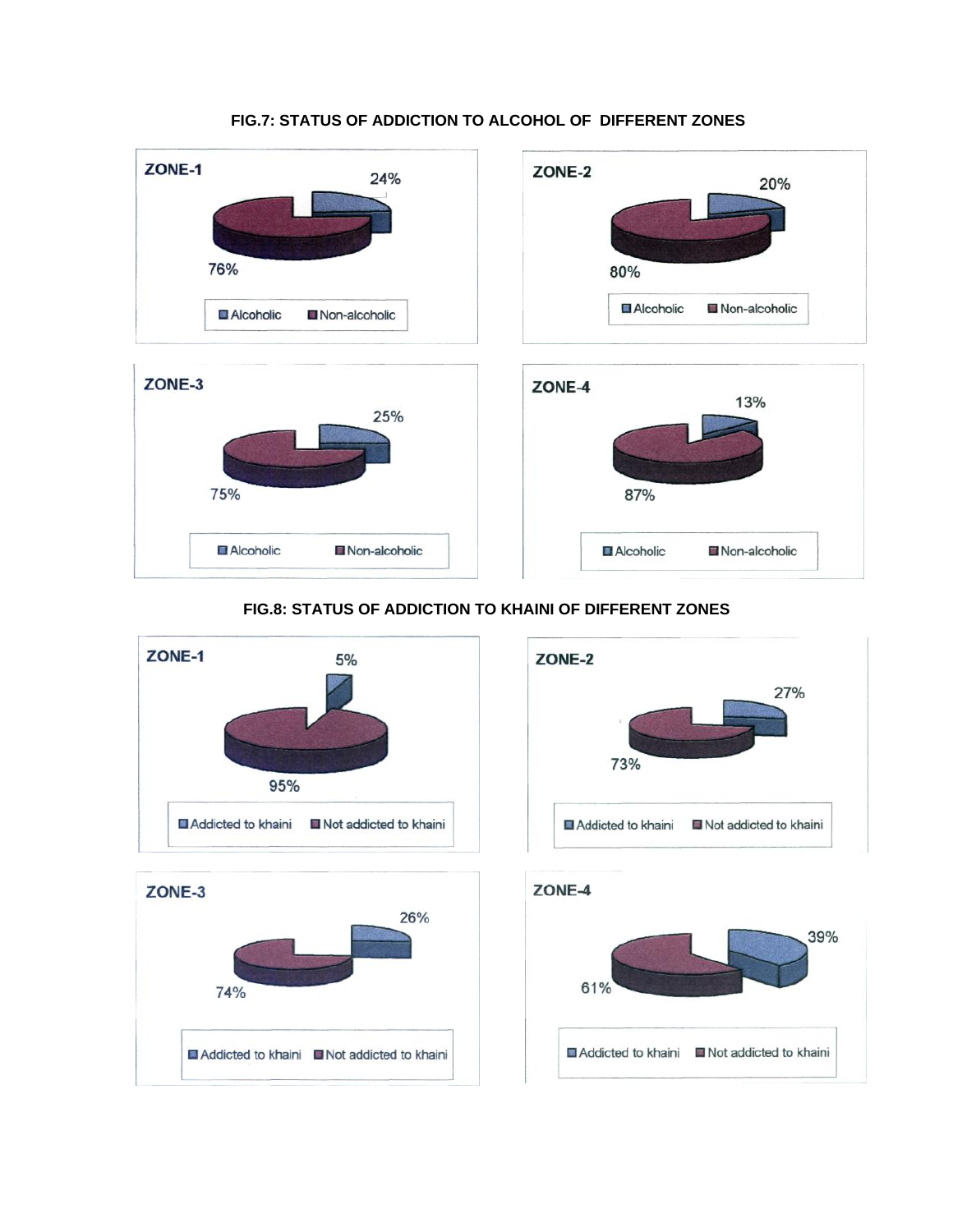**FIG.7: STATUS OF ADDICTION TO ALCOHOL OF DIFFERENT ZONES**

ZONE-1

24%

76%

Alcoholic Non-alcoholic

ZONE-2

20%

80%

Alcoholic Non-alcoholic

ZONE-3

25%

75%

Alcoholic Non-alcoholic

ZONE-4

13%

87%

Alcoholic Non-alcoholic

**FIG.8: STATUS OF ADDICTION TO KHAINI OF DIFFERENT ZONES**

ZONE-1

5%

95%

Addicted to khaini Not addicted to khaini

ZONE-2

27%

73%

Addicted to khaini Not addicted to khaini

ZONE-3

26%

74%

Addicted to khaini Not addicted to khaini

ZONE-4

39%

61%

Addicted to khaini Not addicted to khaini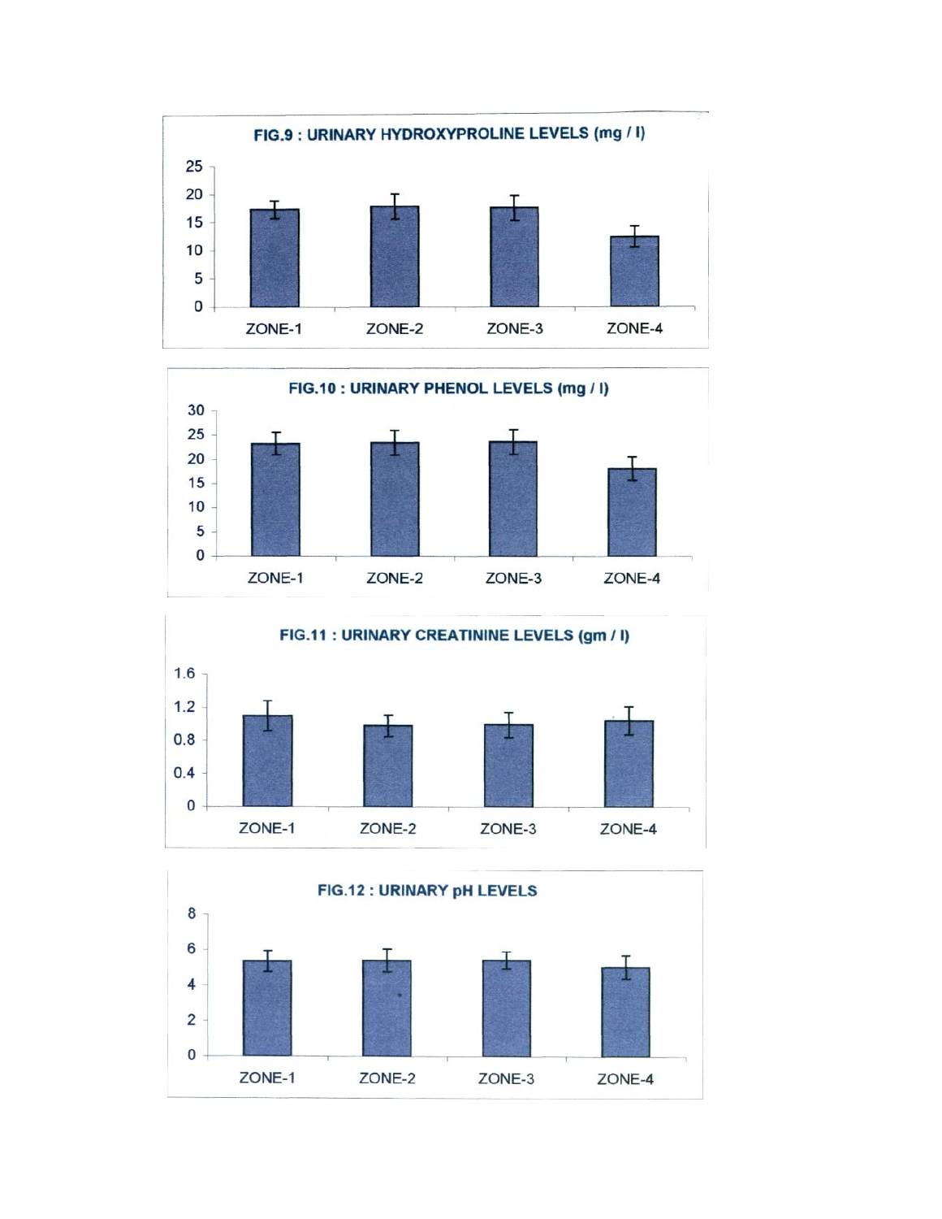**FIG.9 : URINARY HYDROXYPROLINE LEVELS (mg / l)**

**FIG.10 : URINARY PHENOL LEVELS (mg / l)**

**FIG.11 : URINARY CREATININE LEVELS (gm / l)**

**FIG.12 : URINARY pH LEVELS**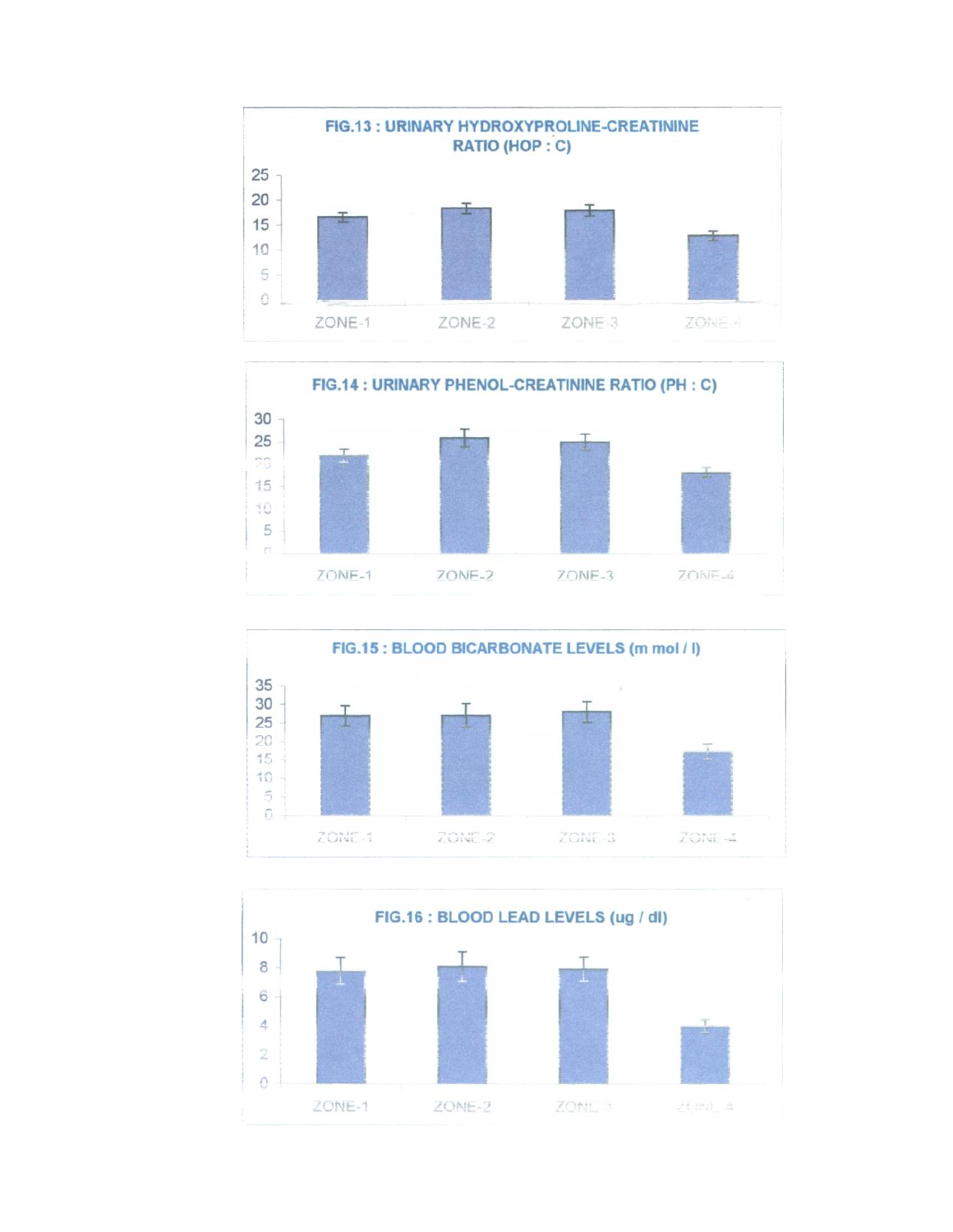FIG.13 : URINARY HYDROXYPROLINE-CREATININE RATIO (HOP : C)

25
20
15
10
5
0

ZONE-1 ZONE-2 ZONE-3 ZONE-4

FIG.14 : URINARY PHENOL-CREATININE RATIO (PH : C)

30
25
20
15
10
5
0

ZONE-1 ZONE-2 ZONE-3 ZONE-4

FIG.15 : BLOOD BICARBONATE LEVELS (m mol / l)

35
30
25
20
15
10
5
0

ZONE-1 ZONE-2 ZONE-3 ZONE-4

FIG.16 : BLOOD LEAD LEVELS (ug / dl)

10
8
6
4
2
0

ZONE-1 ZONE-2 ZONE-3 ZONE-4